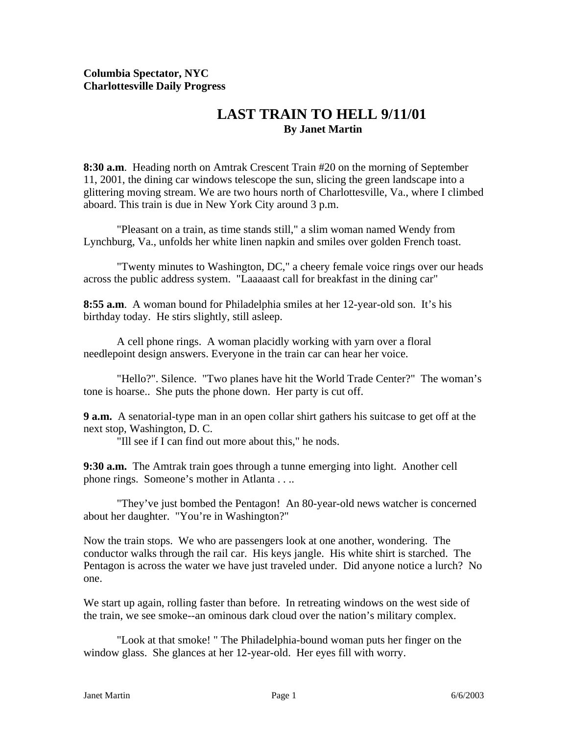**Columbia Spectator, NYC**
**Charlottesville Daily Progress**

# LAST TRAIN TO HELL 9/11/01

**By Janet Martin**

**8:30 a.m**. Heading north on Amtrak Crescent Train #20 on the morning of September 11, 2001, the dining car windows telescope the sun, slicing the green landscape into a glittering moving stream. We are two hours north of Charlottesville, Va., where I climbed aboard. This train is due in New York City around 3 p.m.

"Pleasant on a train, as time stands still," a slim woman named Wendy from Lynchburg, Va., unfolds her white linen napkin and smiles over golden French toast.

"Twenty minutes to Washington, DC," a cheery female voice rings over our heads across the public address system. "Laaaaast call for breakfast in the dining car"

**8:55 a.m**. A woman bound for Philadelphia smiles at her 12-year-old son. It's his birthday today. He stirs slightly, still asleep.

A cell phone rings. A woman placidly working with yarn over a floral needlepoint design answers. Everyone in the train car can hear her voice.

"Hello?". Silence. "Two planes have hit the World Trade Center?" The woman's tone is hoarse.. She puts the phone down. Her party is cut off.

**9 a.m.** A senatorial-type man in an open collar shirt gathers his suitcase to get off at the next stop, Washington, D. C.

"Ill see if I can find out more about this," he nods.

**9:30 a.m.** The Amtrak train goes through a tunne emerging into light. Another cell phone rings. Someone's mother in Atlanta . . ..

"They've just bombed the Pentagon! An 80-year-old news watcher is concerned about her daughter. "You're in Washington?"

Now the train stops. We who are passengers look at one another, wondering. The conductor walks through the rail car. His keys jangle. His white shirt is starched. The Pentagon is across the water we have just traveled under. Did anyone notice a lurch? No one.

We start up again, rolling faster than before. In retreating windows on the west side of the train, we see smoke--an ominous dark cloud over the nation's military complex.

"Look at that smoke! " The Philadelphia-bound woman puts her finger on the window glass. She glances at her 12-year-old. Her eyes fill with worry.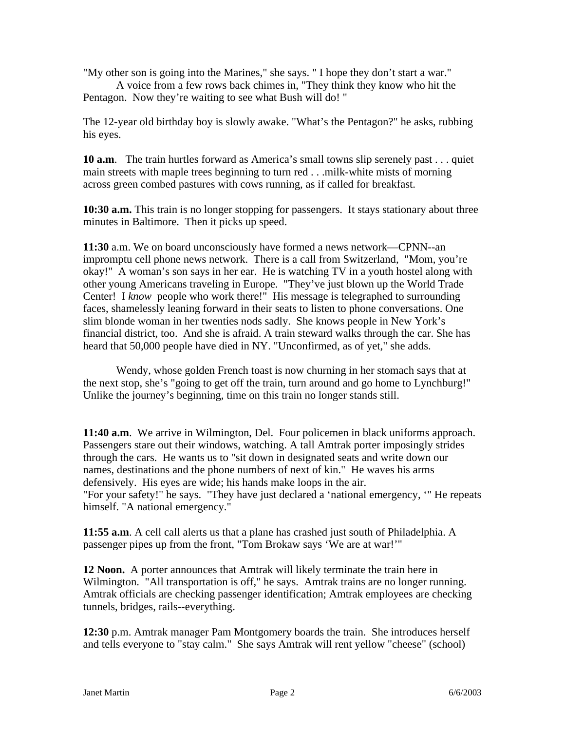"My other son is going into the Marines," she says. " I hope they don't start a war."

A voice from a few rows back chimes in, "They think they know who hit the Pentagon. Now they're waiting to see what Bush will do! "

The 12-year old birthday boy is slowly awake. "What's the Pentagon?" he asks, rubbing his eyes.

**10 a.m**. The train hurtles forward as America's small towns slip serenely past . . . quiet main streets with maple trees beginning to turn red . . .milk-white mists of morning across green combed pastures with cows running, as if called for breakfast.

**10:30 a.m.** This train is no longer stopping for passengers. It stays stationary about three minutes in Baltimore. Then it picks up speed.

**11:30** a.m. We on board unconsciously have formed a news network—CPNN--an impromptu cell phone news network. There is a call from Switzerland, "Mom, you're okay!" A woman's son says in her ear. He is watching TV in a youth hostel along with other young Americans traveling in Europe. "They've just blown up the World Trade Center! I *know* people who work there!" His message is telegraphed to surrounding faces, shamelessly leaning forward in their seats to listen to phone conversations. One slim blonde woman in her twenties nods sadly. She knows people in New York's financial district, too. And she is afraid. A train steward walks through the car. She has heard that 50,000 people have died in NY. "Unconfirmed, as of yet," she adds.

Wendy, whose golden French toast is now churning in her stomach says that at the next stop, she's "going to get off the train, turn around and go home to Lynchburg!" Unlike the journey's beginning, time on this train no longer stands still.

**11:40 a.m**. We arrive in Wilmington, Del. Four policemen in black uniforms approach. Passengers stare out their windows, watching. A tall Amtrak porter imposingly strides through the cars. He wants us to "sit down in designated seats and write down our names, destinations and the phone numbers of next of kin." He waves his arms defensively. His eyes are wide; his hands make loops in the air.
"For your safety!" he says. "They have just declared a 'national emergency, '" He repeats himself. "A national emergency."

**11:55 a.m**. A cell call alerts us that a plane has crashed just south of Philadelphia. A passenger pipes up from the front, "Tom Brokaw says 'We are at war!'"

**12 Noon.** A porter announces that Amtrak will likely terminate the train here in Wilmington. "All transportation is off," he says. Amtrak trains are no longer running. Amtrak officials are checking passenger identification; Amtrak employees are checking tunnels, bridges, rails--everything.

**12:30** p.m. Amtrak manager Pam Montgomery boards the train. She introduces herself and tells everyone to "stay calm." She says Amtrak will rent yellow "cheese" (school)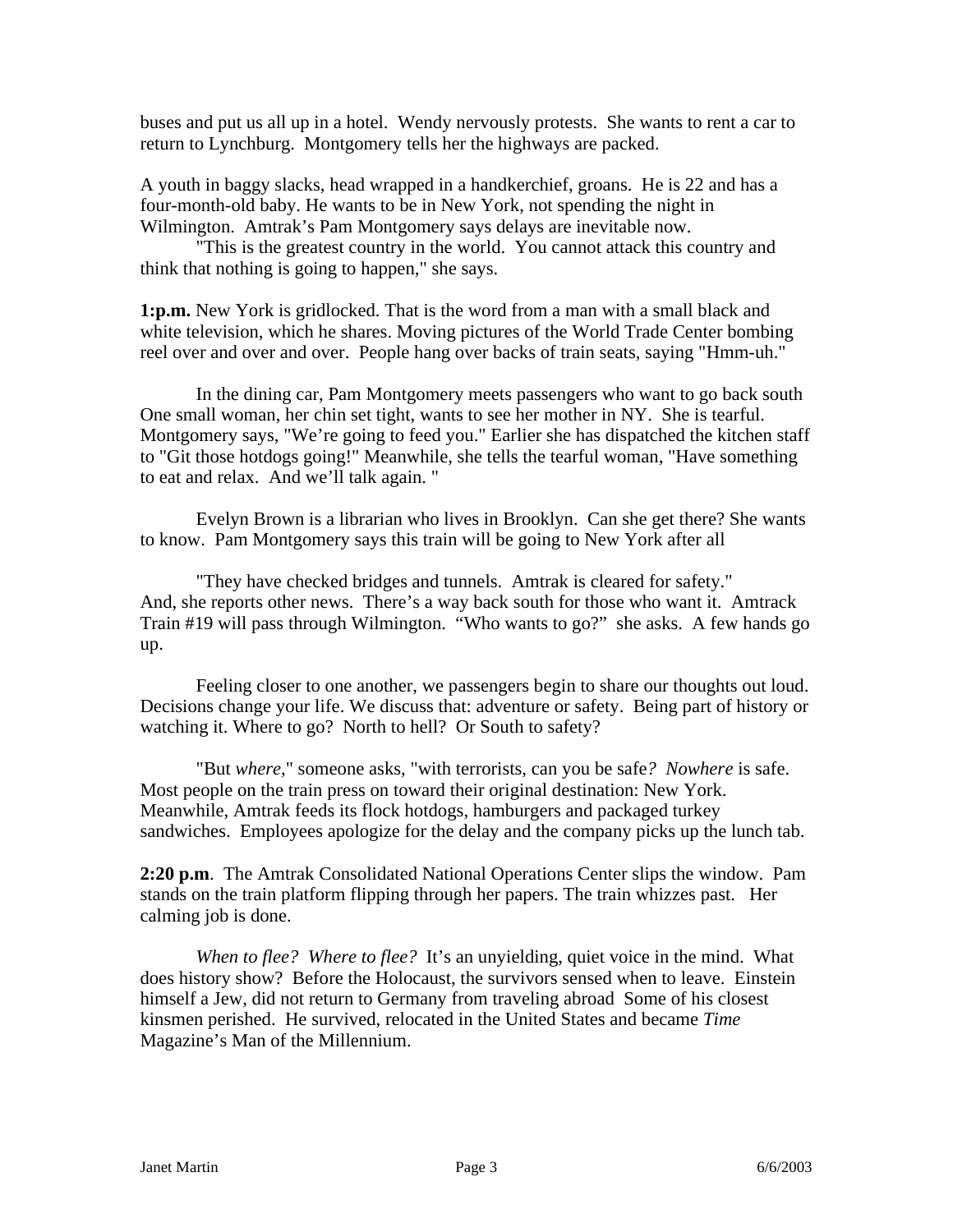buses and put us all up in a hotel. Wendy nervously protests. She wants to rent a car to return to Lynchburg. Montgomery tells her the highways are packed.

A youth in baggy slacks, head wrapped in a handkerchief, groans. He is 22 and has a four-month-old baby. He wants to be in New York, not spending the night in Wilmington. Amtrak's Pam Montgomery says delays are inevitable now.

"This is the greatest country in the world. You cannot attack this country and think that nothing is going to happen," she says.

**1:p.m.** New York is gridlocked. That is the word from a man with a small black and white television, which he shares. Moving pictures of the World Trade Center bombing reel over and over and over. People hang over backs of train seats, saying "Hmm-uh."

In the dining car, Pam Montgomery meets passengers who want to go back south One small woman, her chin set tight, wants to see her mother in NY. She is tearful. Montgomery says, "We're going to feed you." Earlier she has dispatched the kitchen staff to "Git those hotdogs going!" Meanwhile, she tells the tearful woman, "Have something to eat and relax. And we'll talk again. "

Evelyn Brown is a librarian who lives in Brooklyn. Can she get there? She wants to know. Pam Montgomery says this train will be going to New York after all

"They have checked bridges and tunnels. Amtrak is cleared for safety." And, she reports other news. There's a way back south for those who want it. Amtrack Train #19 will pass through Wilmington. "Who wants to go?" she asks. A few hands go up.

Feeling closer to one another, we passengers begin to share our thoughts out loud. Decisions change your life. We discuss that: adventure or safety. Being part of history or watching it. Where to go? North to hell? Or South to safety?

"But *where*," someone asks, "with terrorists, can you be safe*? Nowhere* is safe. Most people on the train press on toward their original destination: New York. Meanwhile, Amtrak feeds its flock hotdogs, hamburgers and packaged turkey sandwiches. Employees apologize for the delay and the company picks up the lunch tab.

**2:20 p.m**. The Amtrak Consolidated National Operations Center slips the window. Pam stands on the train platform flipping through her papers. The train whizzes past. Her calming job is done.

*When to flee? Where to flee?* It's an unyielding, quiet voice in the mind. What does history show? Before the Holocaust, the survivors sensed when to leave. Einstein himself a Jew, did not return to Germany from traveling abroad Some of his closest kinsmen perished. He survived, relocated in the United States and became *Time* Magazine's Man of the Millennium.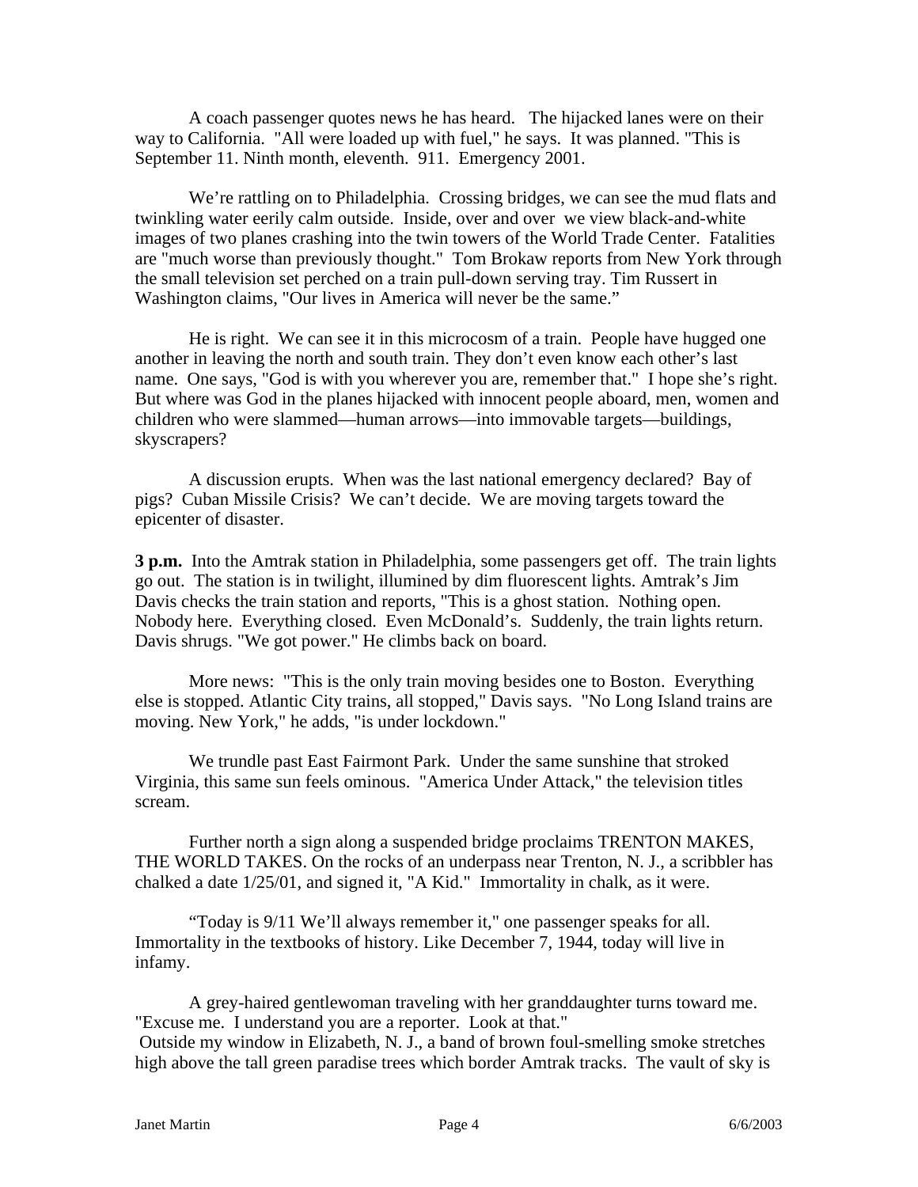A coach passenger quotes news he has heard. The hijacked lanes were on their way to California. "All were loaded up with fuel," he says. It was planned. "This is September 11. Ninth month, eleventh. 911. Emergency 2001.

We're rattling on to Philadelphia. Crossing bridges, we can see the mud flats and twinkling water eerily calm outside. Inside, over and over we view black-and-white images of two planes crashing into the twin towers of the World Trade Center. Fatalities are "much worse than previously thought." Tom Brokaw reports from New York through the small television set perched on a train pull-down serving tray. Tim Russert in Washington claims, "Our lives in America will never be the same."

He is right. We can see it in this microcosm of a train. People have hugged one another in leaving the north and south train. They don't even know each other's last name. One says, "God is with you wherever you are, remember that." I hope she's right. But where was God in the planes hijacked with innocent people aboard, men, women and children who were slammed—human arrows—into immovable targets—buildings, skyscrapers?

A discussion erupts. When was the last national emergency declared? Bay of pigs? Cuban Missile Crisis? We can't decide. We are moving targets toward the epicenter of disaster.

**3 p.m.** Into the Amtrak station in Philadelphia, some passengers get off. The train lights go out. The station is in twilight, illumined by dim fluorescent lights. Amtrak's Jim Davis checks the train station and reports, "This is a ghost station. Nothing open. Nobody here. Everything closed. Even McDonald's. Suddenly, the train lights return. Davis shrugs. "We got power." He climbs back on board.

More news: "This is the only train moving besides one to Boston. Everything else is stopped. Atlantic City trains, all stopped," Davis says. "No Long Island trains are moving. New York," he adds, "is under lockdown."

We trundle past East Fairmont Park. Under the same sunshine that stroked Virginia, this same sun feels ominous. "America Under Attack," the television titles scream.

Further north a sign along a suspended bridge proclaims TRENTON MAKES, THE WORLD TAKES. On the rocks of an underpass near Trenton, N. J., a scribbler has chalked a date 1/25/01, and signed it, "A Kid." Immortality in chalk, as it were.

"Today is 9/11 We'll always remember it," one passenger speaks for all. Immortality in the textbooks of history. Like December 7, 1944, today will live in infamy.

A grey-haired gentlewoman traveling with her granddaughter turns toward me. "Excuse me. I understand you are a reporter. Look at that."
Outside my window in Elizabeth, N. J., a band of brown foul-smelling smoke stretches high above the tall green paradise trees which border Amtrak tracks. The vault of sky is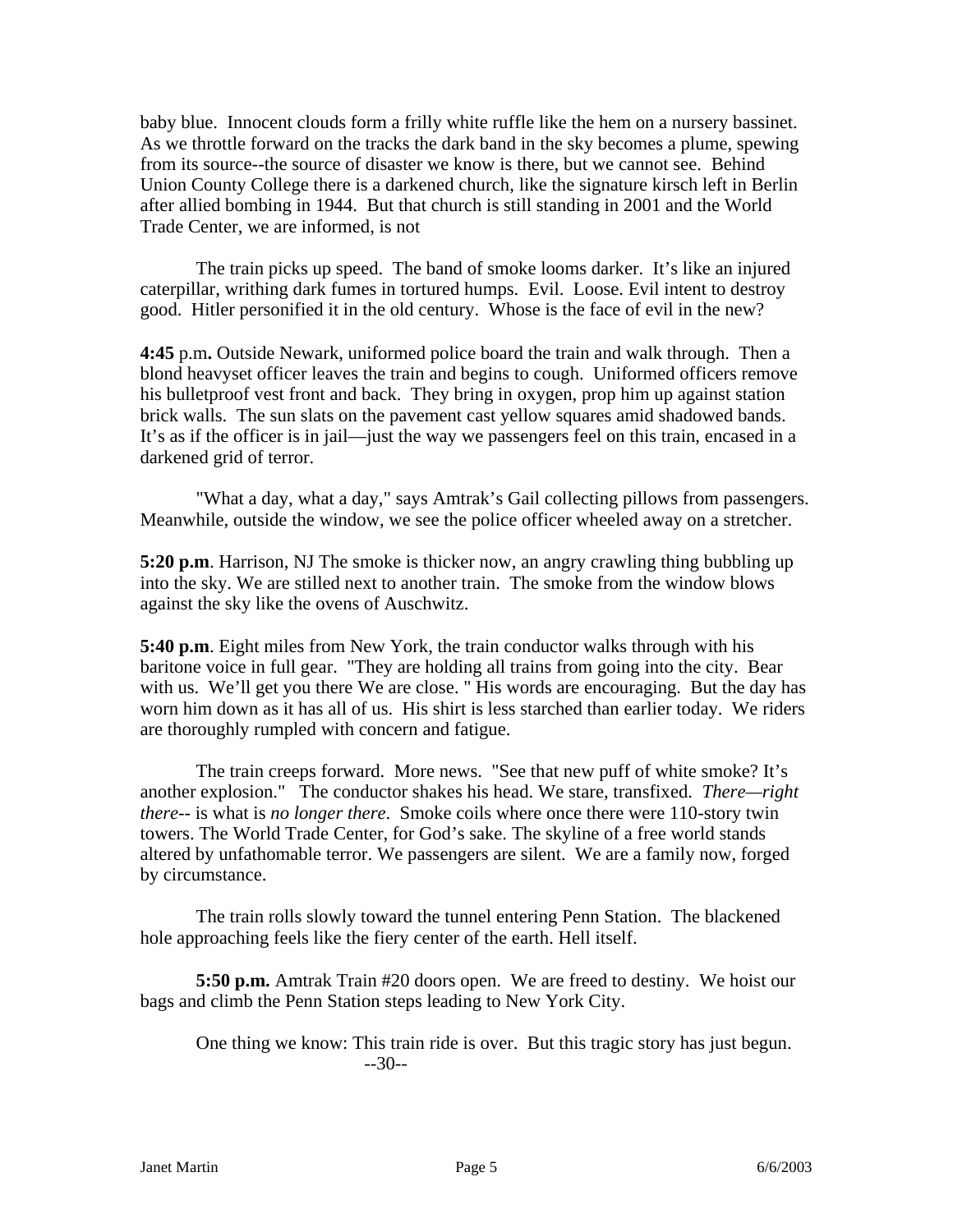baby blue. Innocent clouds form a frilly white ruffle like the hem on a nursery bassinet. As we throttle forward on the tracks the dark band in the sky becomes a plume, spewing from its source--the source of disaster we know is there, but we cannot see. Behind Union County College there is a darkened church, like the signature kirsch left in Berlin after allied bombing in 1944. But that church is still standing in 2001 and the World Trade Center, we are informed, is not

The train picks up speed. The band of smoke looms darker. It's like an injured caterpillar, writhing dark fumes in tortured humps. Evil. Loose. Evil intent to destroy good. Hitler personified it in the old century. Whose is the face of evil in the new?

**4:45** p.m**.** Outside Newark, uniformed police board the train and walk through. Then a blond heavyset officer leaves the train and begins to cough. Uniformed officers remove his bulletproof vest front and back. They bring in oxygen, prop him up against station brick walls. The sun slats on the pavement cast yellow squares amid shadowed bands. It's as if the officer is in jail—just the way we passengers feel on this train, encased in a darkened grid of terror.

"What a day, what a day," says Amtrak's Gail collecting pillows from passengers. Meanwhile, outside the window, we see the police officer wheeled away on a stretcher.

**5:20 p.m**. Harrison, NJ The smoke is thicker now, an angry crawling thing bubbling up into the sky. We are stilled next to another train. The smoke from the window blows against the sky like the ovens of Auschwitz.

**5:40 p.m**. Eight miles from New York, the train conductor walks through with his baritone voice in full gear. "They are holding all trains from going into the city. Bear with us. We'll get you there We are close. " His words are encouraging. But the day has worn him down as it has all of us. His shirt is less starched than earlier today. We riders are thoroughly rumpled with concern and fatigue.

The train creeps forward. More news. "See that new puff of white smoke? It's another explosion." The conductor shakes his head. We stare, transfixed. *There—right there*-- is what is *no longer there*. Smoke coils where once there were 110-story twin towers. The World Trade Center, for God's sake. The skyline of a free world stands altered by unfathomable terror. We passengers are silent. We are a family now, forged by circumstance.

The train rolls slowly toward the tunnel entering Penn Station. The blackened hole approaching feels like the fiery center of the earth. Hell itself.

**5:50 p.m.** Amtrak Train #20 doors open. We are freed to destiny. We hoist our bags and climb the Penn Station steps leading to New York City.

One thing we know: This train ride is over. But this tragic story has just begun.

--30--